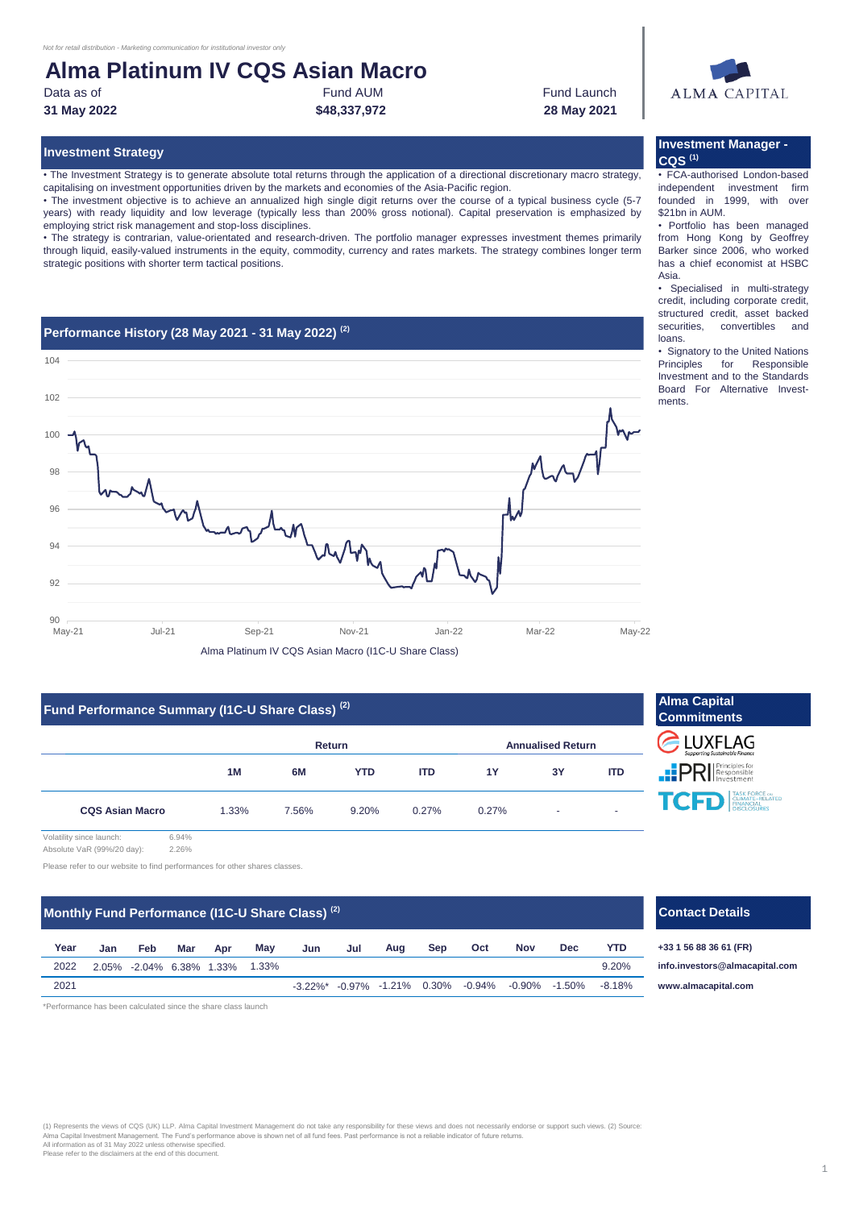*Not for retail distribution - Marketing communication for institutional investor only*

# Alma Platinum IV CQS Asian Macro

| Data as of | Fund AUM | Fund Launch |
|---|---|---|
| **31 May 2022** | **$48,337,972** | **28 May 2021** |

ALMA CAPITAL

## Investment Strategy

• The Investment Strategy is to generate absolute total returns through the application of a directional discretionary macro strategy, capitalising on investment opportunities driven by the markets and economies of the Asia-Pacific region.

• The investment objective is to achieve an annualized high single digit returns over the course of a typical business cycle (5-7 years) with ready liquidity and low leverage (typically less than 200% gross notional). Capital preservation is emphasized by employing strict risk management and stop-loss disciplines.

• The strategy is contrarian, value-orientated and research-driven. The portfolio manager expresses investment themes primarily through liquid, easily-valued instruments in the equity, commodity, currency and rates markets. The strategy combines longer term strategic positions with shorter term tactical positions.

## Investment Manager - CQS [(1)]

• FCA-authorised London-based independent investment firm founded in 1999, with over $21bn in AUM.

• Portfolio has been managed from Hong Kong by Geoffrey Barker since 2006, who worked has a chief economist at HSBC Asia.

• Specialised in multi-strategy credit, including corporate credit, structured credit, asset backed securities, convertibles and loans.

• Signatory to the United Nations Principles for Responsible Investment and to the Standards Board For Alternative Investments.

## Performance History (28 May 2021 - 31 May 2022) [(2)]

Alma Platinum IV CQS Asian Macro (I1C-U Share Class)

## Fund Performance Summary (I1C-U Share Class) [(2)]

| | Return | | | | Annualised Return | | |
|---|---|---|---|---|---|---|---|
| | **1M** | **6M** | **YTD** | **ITD** | **1Y** | **3Y** | **ITD** |
| **CQS Asian Macro** | 1.33% | 7.56% | 9.20% | 0.27% | 0.27% | - | - |

Volatility since launch: 6.94%

Absolute VaR (99%/20 day): 2.26%

Please refer to our website to find performances for other shares classes.

## Alma Capital Commitments

LUXFLAG – Supporting Sustainable Finance

PRI – Principles for Responsible Investment

TCFD – Task Force on Climate-Related Financial Disclosures

## Monthly Fund Performance (I1C-U Share Class) [(2)]

| Year | Jan | Feb | Mar | Apr | May | Jun | Jul | Aug | Sep | Oct | Nov | Dec | YTD |
|---|---|---|---|---|---|---|---|---|---|---|---|---|---|
| 2022 | 2.05% | -2.04% | 6.38% | 1.33% | 1.33% | | | | | | | | 9.20% |
| 2021 | | | | | | -3.22%* | -0.97% | -1.21% | 0.30% | -0.94% | -0.90% | -1.50% | -8.18% |

*Performance has been calculated since the share class launch

## Contact Details

**+33 1 56 88 36 61 (FR)**

**info.investors@almacapital.com**

**www.almacapital.com**

(1) Represents the views of CQS (UK) LLP. Alma Capital Investment Management do not take any responsibility for these views and does not necessarily endorse or support such views. (2) Source: Alma Capital Investment Management. The Fund's performance above is shown net of all fund fees. Past performance is not a reliable indicator of future returns.
All information as of 31 May 2022 unless otherwise specified.
Please refer to the disclaimers at the end of this document.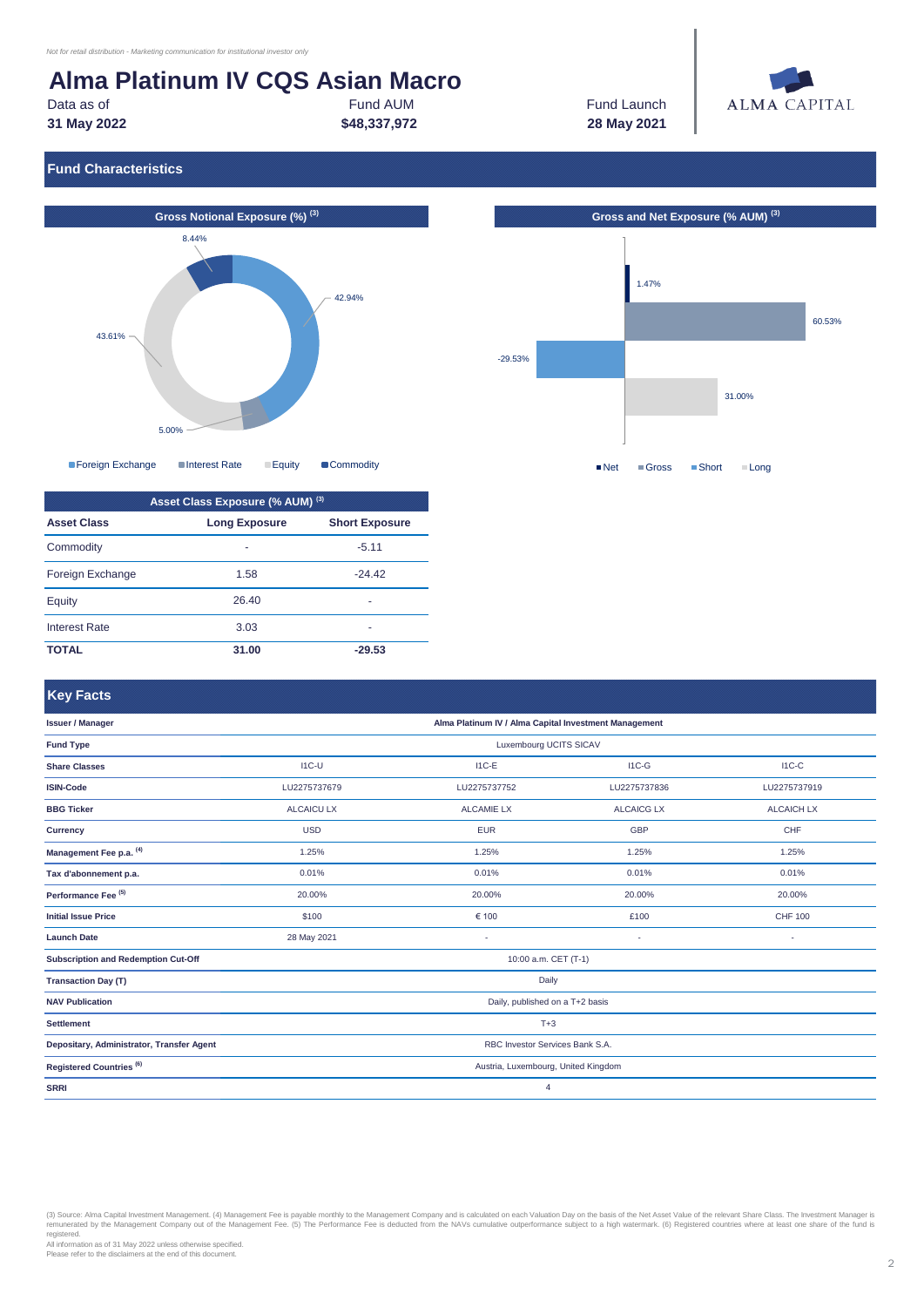*Not for retail distribution - Marketing communication for institutional investor only*

# Alma Platinum IV CQS Asian Macro

| Data as of | Fund AUM | Fund Launch |
|---|---|---|
| **31 May 2022** | **$48,337,972** | **28 May 2021** |

ALMA CAPITAL

## Fund Characteristics

### Gross Notional Exposure (%) [3]

- Foreign Exchange: 42.94%
- Interest Rate: 5.00%
- Equity: 43.61%
- Commodity: 8.44%

### Gross and Net Exposure (% AUM) [3]

- Net: 1.47%
- Gross: 60.53%
- Short: -29.53%
- Long: 31.00%

### Asset Class Exposure (% AUM) [3]

| Asset Class | Long Exposure | Short Exposure |
|---|---|---|
| Commodity | - | -5.11 |
| Foreign Exchange | 1.58 | -24.42 |
| Equity | 26.40 | - |
| Interest Rate | 3.03 | - |
| **TOTAL** | **31.00** | **-29.53** |

## Key Facts

| | | | | |
|---|---|---|---|---|
| **Issuer / Manager** | **Alma Platinum IV / Alma Capital Investment Management** | | | |
| **Fund Type** | Luxembourg UCITS SICAV | | | |
| **Share Classes** | I1C-U | I1C-E | I1C-G | I1C-C |
| **ISIN-Code** | LU2275737679 | LU2275737752 | LU2275737836 | LU2275737919 |
| **BBG Ticker** | ALCAICU LX | ALCAMIE LX | ALCAICG LX | ALCAICH LX |
| **Currency** | USD | EUR | GBP | CHF |
| **Management Fee p.a.** [4] | 1.25% | 1.25% | 1.25% | 1.25% |
| **Tax d'abonnement p.a.** | 0.01% | 0.01% | 0.01% | 0.01% |
| **Performance Fee** [5] | 20.00% | 20.00% | 20.00% | 20.00% |
| **Initial Issue Price** | $100 | € 100 | £100 | CHF 100 |
| **Launch Date** | 28 May 2021 | - | - | - |
| **Subscription and Redemption Cut-Off** | 10:00 a.m. CET (T-1) | | | |
| **Transaction Day (T)** | Daily | | | |
| **NAV Publication** | Daily, published on a T+2 basis | | | |
| **Settlement** | T+3 | | | |
| **Depositary, Administrator, Transfer Agent** | RBC Investor Services Bank S.A. | | | |
| **Registered Countries** [6] | Austria, Luxembourg, United Kingdom | | | |
| **SRRI** | 4 | | | |

(3) Source: Alma Capital Investment Management. (4) Management Fee is payable monthly to the Management Company and is calculated on each Valuation Day on the basis of the Net Asset Value of the relevant Share Class. The Investment Manager is remunerated by the Management Company out of the Management Fee. (5) The Performance Fee is deducted from the NAVs cumulative outperformance subject to a high watermark. (6) Registered countries where at least one share of the fund is registered.
All information as of 31 May 2022 unless otherwise specified.
Please refer to the disclaimers at the end of this document.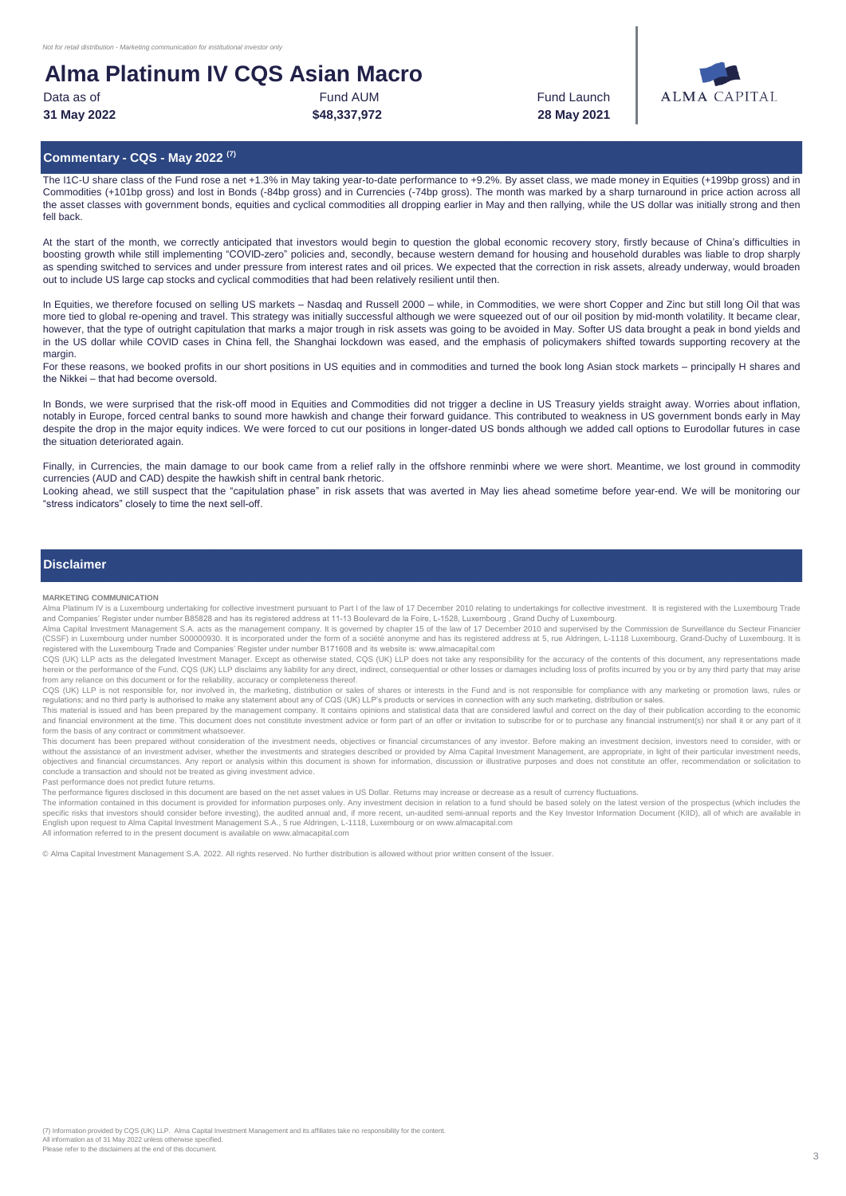*Not for retail distribution - Marketing communication for institutional investor only*

# Alma Platinum IV CQS Asian Macro

| Data as of | Fund AUM | Fund Launch |
| --- | --- | --- |
| **31 May 2022** | **$48,337,972** | **28 May 2021** |

ALMA CAPITAL

## Commentary - CQS - May 2022 (7)

The I1C-U share class of the Fund rose a net +1.3% in May taking year-to-date performance to +9.2%. By asset class, we made money in Equities (+199bp gross) and in Commodities (+101bp gross) and lost in Bonds (-84bp gross) and in Currencies (-74bp gross). The month was marked by a sharp turnaround in price action across all the asset classes with government bonds, equities and cyclical commodities all dropping earlier in May and then rallying, while the US dollar was initially strong and then fell back.

At the start of the month, we correctly anticipated that investors would begin to question the global economic recovery story, firstly because of China's difficulties in boosting growth while still implementing "COVID-zero" policies and, secondly, because western demand for housing and household durables was liable to drop sharply as spending switched to services and under pressure from interest rates and oil prices. We expected that the correction in risk assets, already underway, would broaden out to include US large cap stocks and cyclical commodities that had been relatively resilient until then.

In Equities, we therefore focused on selling US markets – Nasdaq and Russell 2000 – while, in Commodities, we were short Copper and Zinc but still long Oil that was more tied to global re-opening and travel. This strategy was initially successful although we were squeezed out of our oil position by mid-month volatility. It became clear, however, that the type of outright capitulation that marks a major trough in risk assets was going to be avoided in May. Softer US data brought a peak in bond yields and in the US dollar while COVID cases in China fell, the Shanghai lockdown was eased, and the emphasis of policymakers shifted towards supporting recovery at the margin.

For these reasons, we booked profits in our short positions in US equities and in commodities and turned the book long Asian stock markets – principally H shares and the Nikkei – that had become oversold.

In Bonds, we were surprised that the risk-off mood in Equities and Commodities did not trigger a decline in US Treasury yields straight away. Worries about inflation, notably in Europe, forced central banks to sound more hawkish and change their forward guidance. This contributed to weakness in US government bonds early in May despite the drop in the major equity indices. We were forced to cut our positions in longer-dated US bonds although we added call options to Eurodollar futures in case the situation deteriorated again.

Finally, in Currencies, the main damage to our book came from a relief rally in the offshore renminbi where we were short. Meantime, we lost ground in commodity currencies (AUD and CAD) despite the hawkish shift in central bank rhetoric.

Looking ahead, we still suspect that the "capitulation phase" in risk assets that was averted in May lies ahead sometime before year-end. We will be monitoring our "stress indicators" closely to time the next sell-off.

## Disclaimer

**MARKETING COMMUNICATION**

Alma Platinum IV is a Luxembourg undertaking for collective investment pursuant to Part I of the law of 17 December 2010 relating to undertakings for collective investment. It is registered with the Luxembourg Trade and Companies' Register under number B85828 and has its registered address at 11-13 Boulevard de la Foire, L-1528, Luxembourg , Grand Duchy of Luxembourg.

Alma Capital Investment Management S.A. acts as the management company. It is governed by chapter 15 of the law of 17 December 2010 and supervised by the Commission de Surveillance du Secteur Financier (CSSF) in Luxembourg under number S00000930. It is incorporated under the form of a société anonyme and has its registered address at 5, rue Aldringen, L-1118 Luxembourg, Grand-Duchy of Luxembourg. It is registered with the Luxembourg Trade and Companies' Register under number B171608 and its website is: www.almacapital.com

CQS (UK) LLP acts as the delegated Investment Manager. Except as otherwise stated, CQS (UK) LLP does not take any responsibility for the accuracy of the contents of this document, any representations made herein or the performance of the Fund. CQS (UK) LLP disclaims any liability for any direct, indirect, consequential or other losses or damages including loss of profits incurred by you or by any third party that may arise from any reliance on this document or for the reliability, accuracy or completeness thereof.

CQS (UK) LLP is not responsible for, nor involved in, the marketing, distribution or sales of shares or interests in the Fund and is not responsible for compliance with any marketing or promotion laws, rules or regulations; and no third party is authorised to make any statement about any of CQS (UK) LLP's products or services in connection with any such marketing, distribution or sales.

This material is issued and has been prepared by the management company. It contains opinions and statistical data that are considered lawful and correct on the day of their publication according to the economic and financial environment at the time. This document does not constitute investment advice or form part of an offer or invitation to subscribe for or to purchase any financial instrument(s) nor shall it or any part of it form the basis of any contract or commitment whatsoever.

This document has been prepared without consideration of the investment needs, objectives or financial circumstances of any investor. Before making an investment decision, investors need to consider, with or without the assistance of an investment adviser, whether the investments and strategies described or provided by Alma Capital Investment Management, are appropriate, in light of their particular investment needs, objectives and financial circumstances. Any report or analysis within this document is shown for information, discussion or illustrative purposes and does not constitute an offer, recommendation or solicitation to conclude a transaction and should not be treated as giving investment advice.

Past performance does not predict future returns.

The performance figures disclosed in this document are based on the net asset values in US Dollar. Returns may increase or decrease as a result of currency fluctuations.

The information contained in this document is provided for information purposes only. Any investment decision in relation to a fund should be based solely on the latest version of the prospectus (which includes the specific risks that investors should consider before investing), the audited annual and, if more recent, un-audited semi-annual reports and the Key Investor Information Document (KIID), all of which are available in English upon request to Alma Capital Investment Management S.A., 5 rue Aldringen, L-1118, Luxembourg or on www.almacapital.com

All information referred to in the present document is available on www.almacapital.com

© Alma Capital Investment Management S.A. 2022. All rights reserved. No further distribution is allowed without prior written consent of the Issuer.

(7) Information provided by CQS (UK) LLP. Alma Capital Investment Management and its affiliates take no responsibility for the content.
All information as of 31 May 2022 unless otherwise specified.
Please refer to the disclaimers at the end of this document.